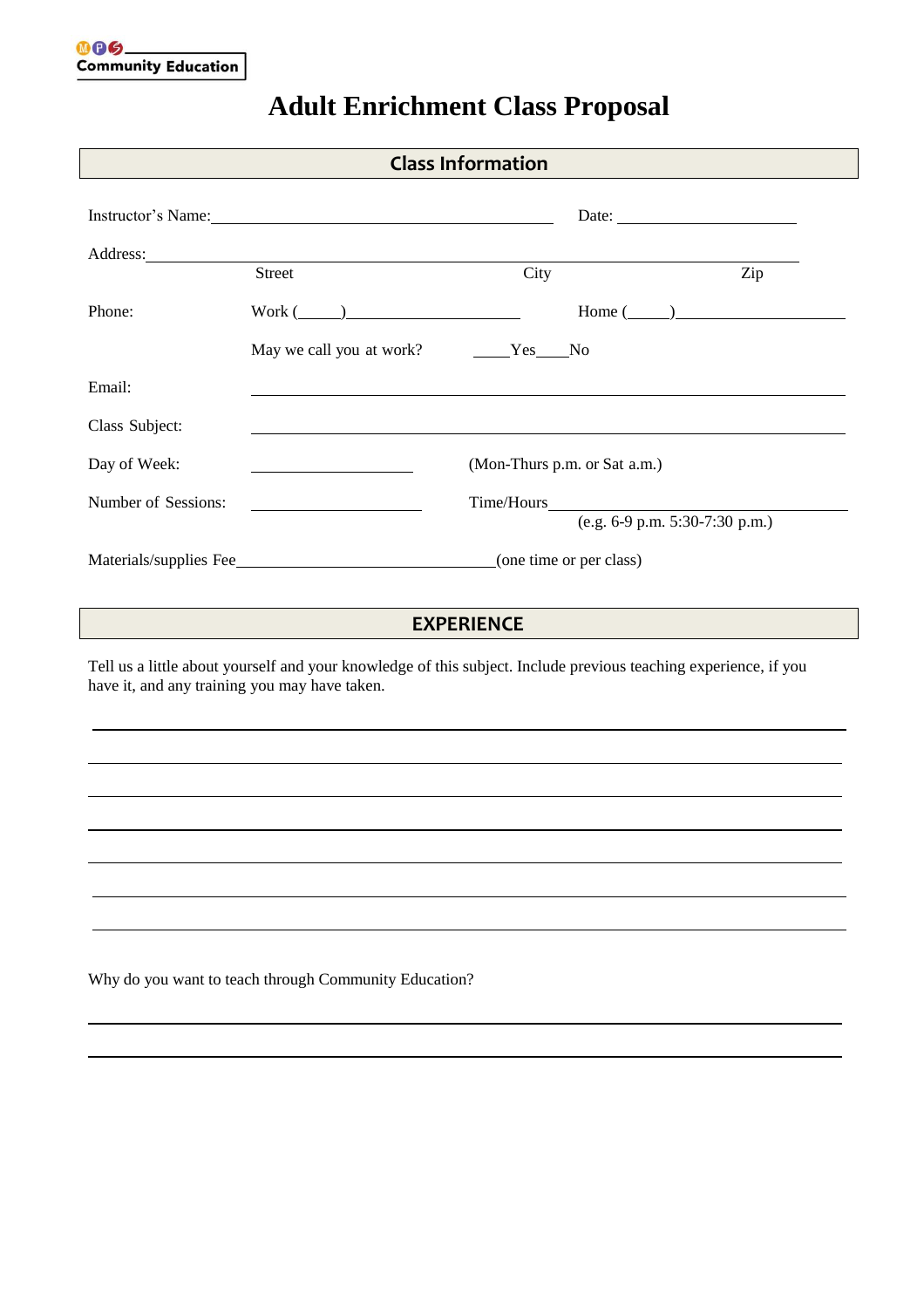MPS Community Education

# Adult Enrichment Class Proposal

## Class Information

Instructor's Name:\_\_\_\_\_\_\_\_\_\_\_\_\_\_\_\_\_\_\_\_\_\_\_\_\_\_\_\_\_\_\_\_\_\_\_\_\_\_\_\_ Date: \_\_\_\_\_\_\_\_\_\_\_\_\_\_\_\_\_\_\_\_\_\_

Address:\_\_\_\_\_\_\_\_\_\_\_\_\_\_\_\_\_\_\_\_\_\_\_\_\_\_\_\_\_\_\_\_\_\_\_\_\_\_\_\_\_\_\_\_\_\_\_\_\_\_\_\_\_\_\_\_\_\_\_\_\_\_\_\_\_\_\_\_\_\_\_\_\_\_

Street City Zip

Phone: Work (\_\_\_\_\_)\_\_\_\_\_\_\_\_\_\_\_\_\_\_\_\_\_\_\_\_\_\_ Home (\_\_\_\_\_)\_\_\_\_\_\_\_\_\_\_\_\_\_\_\_\_\_\_\_\_\_\_

May we call you at work? \_\_\_\_Yes\_\_\_\_No

Email: \_\_\_\_\_\_\_\_\_\_\_\_\_\_\_\_\_\_\_\_\_\_\_\_\_\_\_\_\_\_\_\_\_\_\_\_\_\_\_\_\_\_\_\_\_\_\_\_\_\_\_\_\_\_\_\_\_\_\_\_\_\_\_\_\_\_\_\_\_\_\_

Class Subject: \_\_\_\_\_\_\_\_\_\_\_\_\_\_\_\_\_\_\_\_\_\_\_\_\_\_\_\_\_\_\_\_\_\_\_\_\_\_\_\_\_\_\_\_\_\_\_\_\_\_\_\_\_\_\_\_\_\_\_\_\_\_\_\_\_\_\_\_\_\_\_

Day of Week: \_\_\_\_\_\_\_\_\_\_\_\_\_\_\_\_\_\_\_\_\_ (Mon-Thurs p.m. or Sat a.m.)

Number of Sessions: \_\_\_\_\_\_\_\_\_\_\_\_\_\_\_\_\_\_\_\_\_\_ Time/Hours\_\_\_\_\_\_\_\_\_\_\_\_\_\_\_\_\_\_\_\_\_\_\_\_\_\_\_\_\_\_\_\_\_\_\_\_\_\_

(e.g. 6-9 p.m. 5:30-7:30 p.m.)

Materials/supplies Fee\_\_\_\_\_\_\_\_\_\_\_\_\_\_\_\_\_\_\_\_\_\_\_\_\_\_\_\_\_\_\_\_\_\_(one time or per class)

## EXPERIENCE

Tell us a little about yourself and your knowledge of this subject. Include previous teaching experience, if you have it, and any training you may have taken.

\_\_\_\_\_\_\_\_\_\_\_\_\_\_\_\_\_\_\_\_\_\_\_\_\_\_\_\_\_\_\_\_\_\_\_\_\_\_\_\_\_\_\_\_\_\_\_\_\_\_\_\_\_\_\_\_\_\_\_\_\_\_\_\_\_\_\_\_\_\_\_\_\_\_\_\_\_\_\_\_\_\_\_\_\_\_\_\_\_\_\_\_\_

\_\_\_\_\_\_\_\_\_\_\_\_\_\_\_\_\_\_\_\_\_\_\_\_\_\_\_\_\_\_\_\_\_\_\_\_\_\_\_\_\_\_\_\_\_\_\_\_\_\_\_\_\_\_\_\_\_\_\_\_\_\_\_\_\_\_\_\_\_\_\_\_\_\_\_\_\_\_\_\_\_\_\_\_\_\_\_\_\_\_\_\_\_

\_\_\_\_\_\_\_\_\_\_\_\_\_\_\_\_\_\_\_\_\_\_\_\_\_\_\_\_\_\_\_\_\_\_\_\_\_\_\_\_\_\_\_\_\_\_\_\_\_\_\_\_\_\_\_\_\_\_\_\_\_\_\_\_\_\_\_\_\_\_\_\_\_\_\_\_\_\_\_\_\_\_\_\_\_\_\_\_\_\_\_\_\_

\_\_\_\_\_\_\_\_\_\_\_\_\_\_\_\_\_\_\_\_\_\_\_\_\_\_\_\_\_\_\_\_\_\_\_\_\_\_\_\_\_\_\_\_\_\_\_\_\_\_\_\_\_\_\_\_\_\_\_\_\_\_\_\_\_\_\_\_\_\_\_\_\_\_\_\_\_\_\_\_\_\_\_\_\_\_\_\_\_\_\_\_\_

\_\_\_\_\_\_\_\_\_\_\_\_\_\_\_\_\_\_\_\_\_\_\_\_\_\_\_\_\_\_\_\_\_\_\_\_\_\_\_\_\_\_\_\_\_\_\_\_\_\_\_\_\_\_\_\_\_\_\_\_\_\_\_\_\_\_\_\_\_\_\_\_\_\_\_\_\_\_\_\_\_\_\_\_\_\_\_\_\_\_\_\_\_

\_\_\_\_\_\_\_\_\_\_\_\_\_\_\_\_\_\_\_\_\_\_\_\_\_\_\_\_\_\_\_\_\_\_\_\_\_\_\_\_\_\_\_\_\_\_\_\_\_\_\_\_\_\_\_\_\_\_\_\_\_\_\_\_\_\_\_\_\_\_\_\_\_\_\_\_\_\_\_\_\_\_\_\_\_\_\_\_\_\_\_\_\_

\_\_\_\_\_\_\_\_\_\_\_\_\_\_\_\_\_\_\_\_\_\_\_\_\_\_\_\_\_\_\_\_\_\_\_\_\_\_\_\_\_\_\_\_\_\_\_\_\_\_\_\_\_\_\_\_\_\_\_\_\_\_\_\_\_\_\_\_\_\_\_\_\_\_\_\_\_\_\_\_\_\_\_\_\_\_\_\_\_\_\_\_\_

Why do you want to teach through Community Education?

\_\_\_\_\_\_\_\_\_\_\_\_\_\_\_\_\_\_\_\_\_\_\_\_\_\_\_\_\_\_\_\_\_\_\_\_\_\_\_\_\_\_\_\_\_\_\_\_\_\_\_\_\_\_\_\_\_\_\_\_\_\_\_\_\_\_\_\_\_\_\_\_\_\_\_\_\_\_\_\_\_\_\_\_\_\_\_\_\_\_\_\_\_

\_\_\_\_\_\_\_\_\_\_\_\_\_\_\_\_\_\_\_\_\_\_\_\_\_\_\_\_\_\_\_\_\_\_\_\_\_\_\_\_\_\_\_\_\_\_\_\_\_\_\_\_\_\_\_\_\_\_\_\_\_\_\_\_\_\_\_\_\_\_\_\_\_\_\_\_\_\_\_\_\_\_\_\_\_\_\_\_\_\_\_\_\_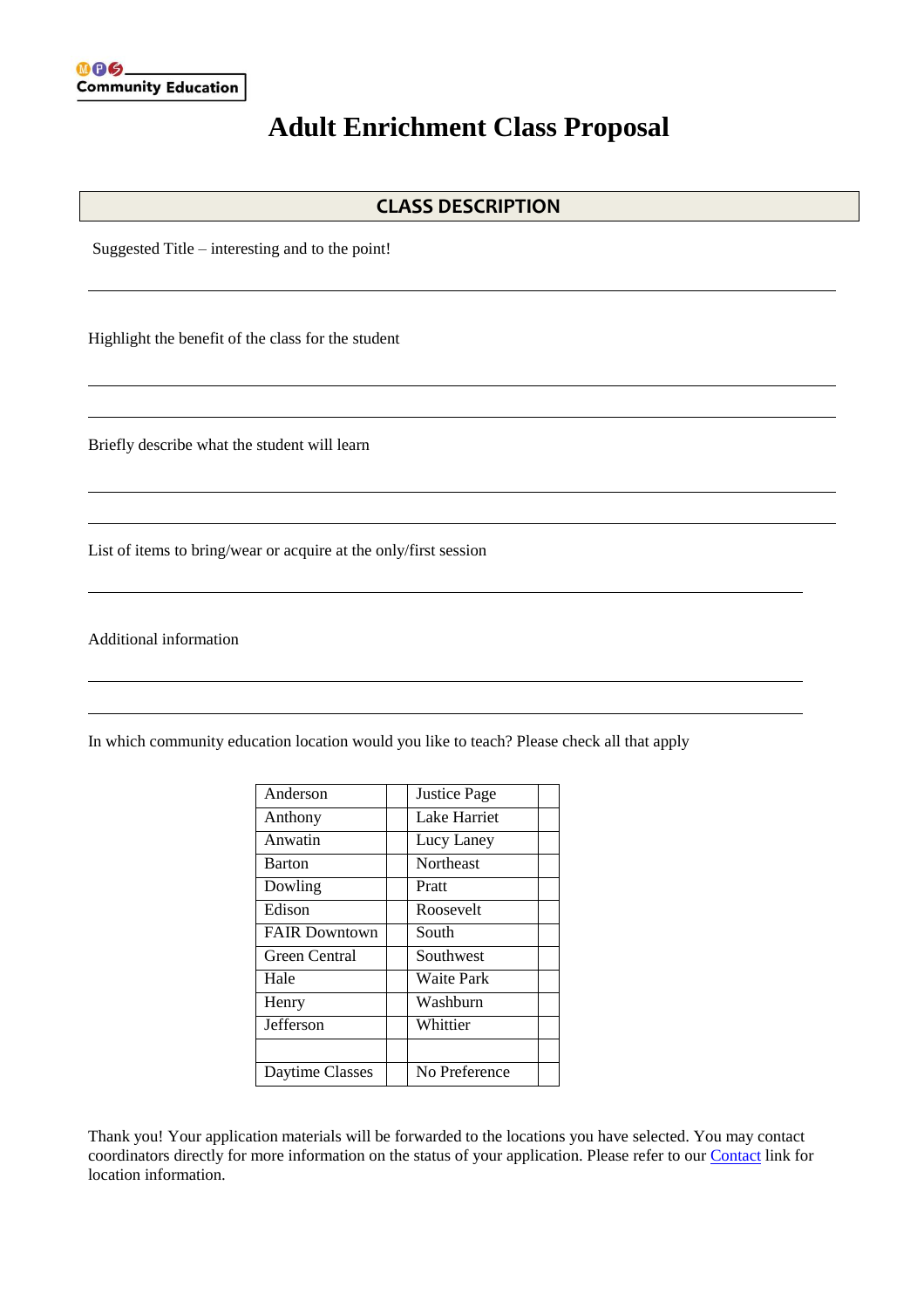Community Education

# Adult Enrichment Class Proposal

## CLASS DESCRIPTION

Suggested Title – interesting and to the point!

\_\_\_\_\_\_\_\_\_\_\_\_\_\_\_\_\_\_\_\_\_\_\_\_\_\_\_\_\_\_\_\_\_\_\_\_\_\_\_\_\_\_\_\_\_\_\_\_\_\_\_\_\_\_\_\_\_\_\_\_\_\_\_\_

Highlight the benefit of the class for the student

\_\_\_\_\_\_\_\_\_\_\_\_\_\_\_\_\_\_\_\_\_\_\_\_\_\_\_\_\_\_\_\_\_\_\_\_\_\_\_\_\_\_\_\_\_\_\_\_\_\_\_\_\_\_\_\_\_\_\_\_\_\_\_\_

\_\_\_\_\_\_\_\_\_\_\_\_\_\_\_\_\_\_\_\_\_\_\_\_\_\_\_\_\_\_\_\_\_\_\_\_\_\_\_\_\_\_\_\_\_\_\_\_\_\_\_\_\_\_\_\_\_\_\_\_\_\_\_\_

Briefly describe what the student will learn

\_\_\_\_\_\_\_\_\_\_\_\_\_\_\_\_\_\_\_\_\_\_\_\_\_\_\_\_\_\_\_\_\_\_\_\_\_\_\_\_\_\_\_\_\_\_\_\_\_\_\_\_\_\_\_\_\_\_\_\_\_\_\_\_

\_\_\_\_\_\_\_\_\_\_\_\_\_\_\_\_\_\_\_\_\_\_\_\_\_\_\_\_\_\_\_\_\_\_\_\_\_\_\_\_\_\_\_\_\_\_\_\_\_\_\_\_\_\_\_\_\_\_\_\_\_\_\_\_

List of items to bring/wear or acquire at the only/first session

\_\_\_\_\_\_\_\_\_\_\_\_\_\_\_\_\_\_\_\_\_\_\_\_\_\_\_\_\_\_\_\_\_\_\_\_\_\_\_\_\_\_\_\_\_\_\_\_\_\_\_\_\_\_\_\_\_\_\_\_\_\_\_\_

Additional information

\_\_\_\_\_\_\_\_\_\_\_\_\_\_\_\_\_\_\_\_\_\_\_\_\_\_\_\_\_\_\_\_\_\_\_\_\_\_\_\_\_\_\_\_\_\_\_\_\_\_\_\_\_\_\_\_\_\_\_\_\_\_\_\_

\_\_\_\_\_\_\_\_\_\_\_\_\_\_\_\_\_\_\_\_\_\_\_\_\_\_\_\_\_\_\_\_\_\_\_\_\_\_\_\_\_\_\_\_\_\_\_\_\_\_\_\_\_\_\_\_\_\_\_\_\_\_\_\_

In which community education location would you like to teach? Please check all that apply

| | | | |
|---|---|---|---|
| Anderson | | Justice Page | |
| Anthony | | Lake Harriet | |
| Anwatin | | Lucy Laney | |
| Barton | | Northeast | |
| Dowling | | Pratt | |
| Edison | | Roosevelt | |
| FAIR Downtown | | South | |
| Green Central | | Southwest | |
| Hale | | Waite Park | |
| Henry | | Washburn | |
| Jefferson | | Whittier | |
| | | | |
| Daytime Classes | | No Preference | |

Thank you! Your application materials will be forwarded to the locations you have selected. You may contact coordinators directly for more information on the status of your application. Please refer to our Contact link for location information.